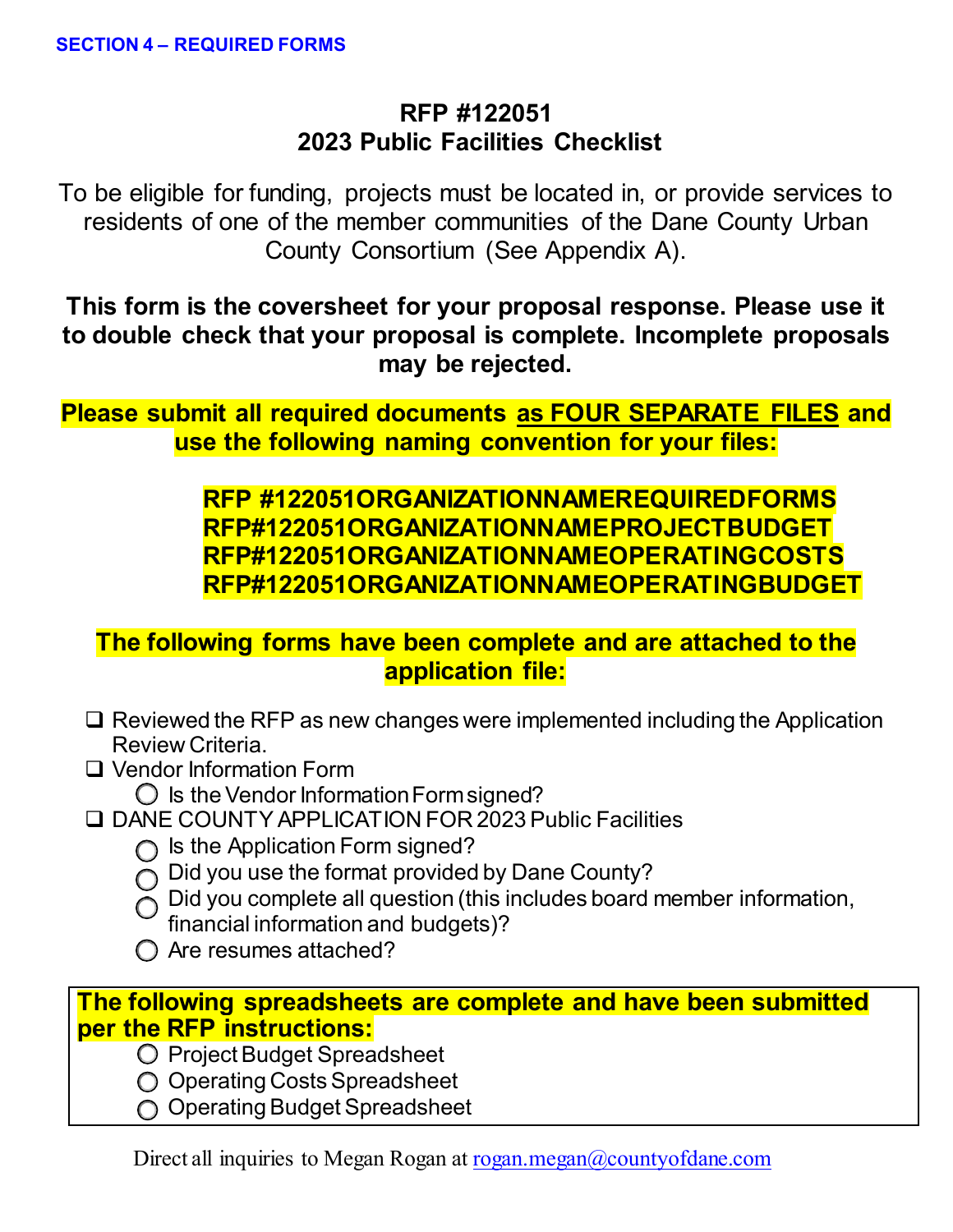**SECTION 4 – REQUIRED FORMS**

# RFP #122051
## 2023 Public Facilities Checklist

To be eligible for funding, projects must be located in, or provide services to residents of one of the member communities of the Dane County Urban County Consortium (See Appendix A).

**This form is the coversheet for your proposal response. Please use it to double check that your proposal is complete. Incomplete proposals may be rejected.**

**Please submit all required documents as FOUR SEPARATE FILES and use the following naming convention for your files:**

**RFP #122051ORGANIZATIONNAMEREQUIREDFORMS**
**RFP#122051ORGANIZATIONNAMEPROJECTBUDGET**
**RFP#122051ORGANIZATIONNAMEOPERATINGCOSTS**
**RFP#122051ORGANIZATIONNAMEOPERATINGBUDGET**

**The following forms have been complete and are attached to the application file:**

- ❑ Reviewed the RFP as new changes were implemented including the Application Review Criteria.
- ❑ Vendor Information Form
  - ◯ Is the Vendor Information Form signed?
- ❑ DANE COUNTY APPLICATION FOR 2023 Public Facilities
  - ◯ Is the Application Form signed?
  - ◯ Did you use the format provided by Dane County?
  - ◯ Did you complete all question (this includes board member information, financial information and budgets)?
  - ◯ Are resumes attached?

**The following spreadsheets are complete and have been submitted per the RFP instructions:**

- ◯ Project Budget Spreadsheet
- ◯ Operating Costs Spreadsheet
- ◯ Operating Budget Spreadsheet

Direct all inquiries to Megan Rogan at rogan.megan@countyofdane.com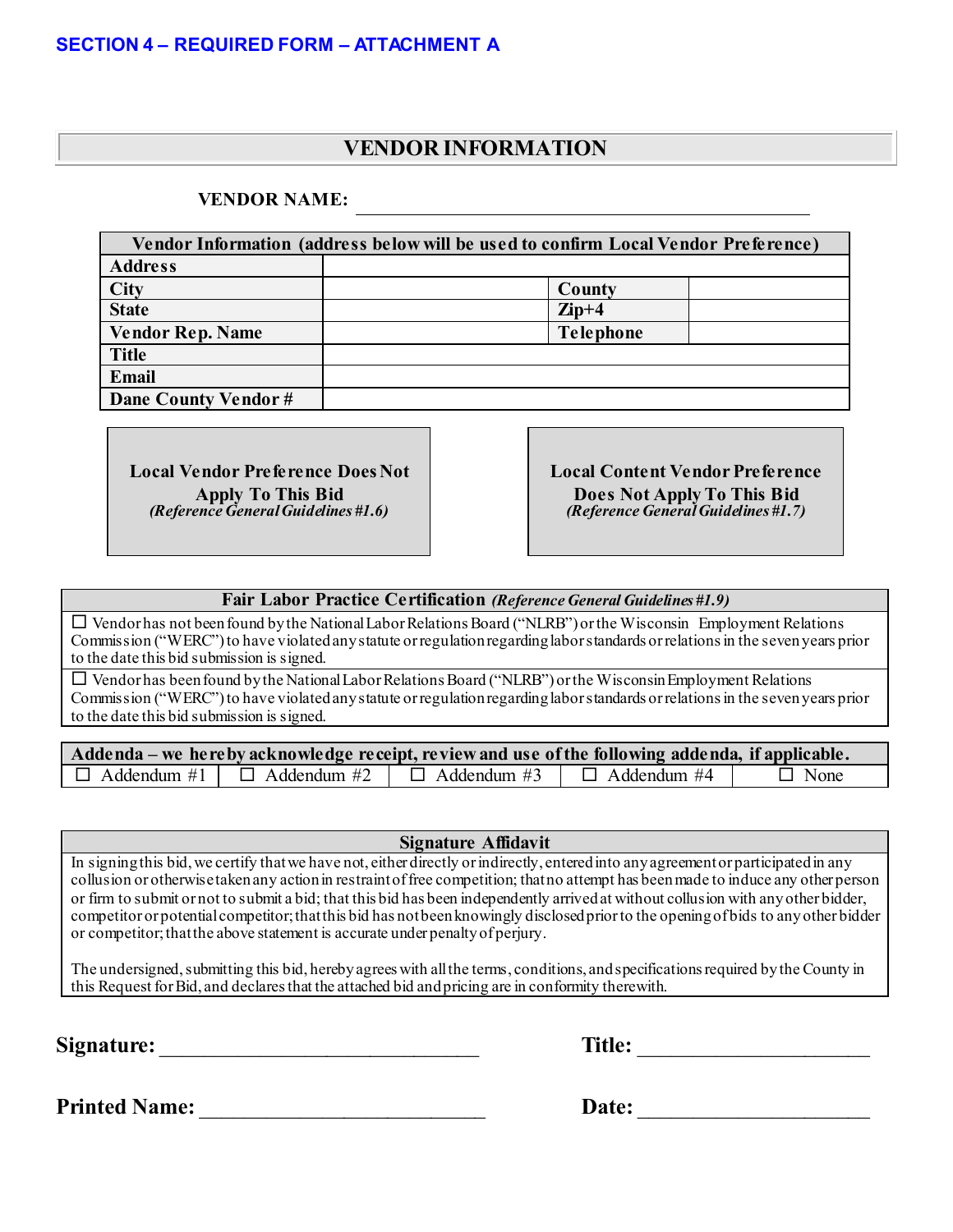## SECTION 4 – REQUIRED FORM – ATTACHMENT A

# VENDOR INFORMATION

**VENDOR NAME:** ____________________________________________

| Vendor Information (address below will be used to confirm Local Vendor Preference) | | | |
|---|---|---|---|
| **Address** | | | |
| **City** | | **County** | |
| **State** | | **Zip+4** | |
| **Vendor Rep. Name** | | **Telephone** | |
| **Title** | | | |
| **Email** | | | |
| **Dane County Vendor #** | | | |

**Local Vendor Preference Does Not Apply To This Bid**
*(Reference General Guidelines #1.6)*

**Local Content Vendor Preference Does Not Apply To This Bid**
*(Reference General Guidelines #1.7)*

| **Fair Labor Practice Certification** *(Reference General Guidelines #1.9)* |
|---|
| ☐ Vendor has not been found by the National Labor Relations Board ("NLRB") or the Wisconsin Employment Relations Commission ("WERC") to have violated any statute or regulation regarding labor standards or relations in the seven years prior to the date this bid submission is signed. |
| ☐ Vendor has been found by the National Labor Relations Board ("NLRB") or the Wisconsin Employment Relations Commission ("WERC") to have violated any statute or regulation regarding labor standards or relations in the seven years prior to the date this bid submission is signed. |

| **Addenda – we hereby acknowledge receipt, review and use of the following addenda, if applicable.** | | | | |
|---|---|---|---|---|
| ☐ Addendum #1 | ☐ Addendum #2 | ☐ Addendum #3 | ☐ Addendum #4 | ☐ None |

| **Signature Affidavit** |
|---|
| In signing this bid, we certify that we have not, either directly or indirectly, entered into any agreement or participated in any collusion or otherwise taken any action in restraint of free competition; that no attempt has been made to induce any other person or firm to submit or not to submit a bid; that this bid has been independently arrived at without collusion with any other bidder, competitor or potential competitor; that this bid has not been knowingly disclosed prior to the opening of bids to any other bidder or competitor; that the above statement is accurate under penalty of perjury.<br><br>The undersigned, submitting this bid, hereby agrees with all the terms, conditions, and specifications required by the County in this Request for Bid, and declares that the attached bid and pricing are in conformity therewith. |

**Signature:** ______________________________ **Title:** ______________________

**Printed Name:** ___________________________ **Date:** ______________________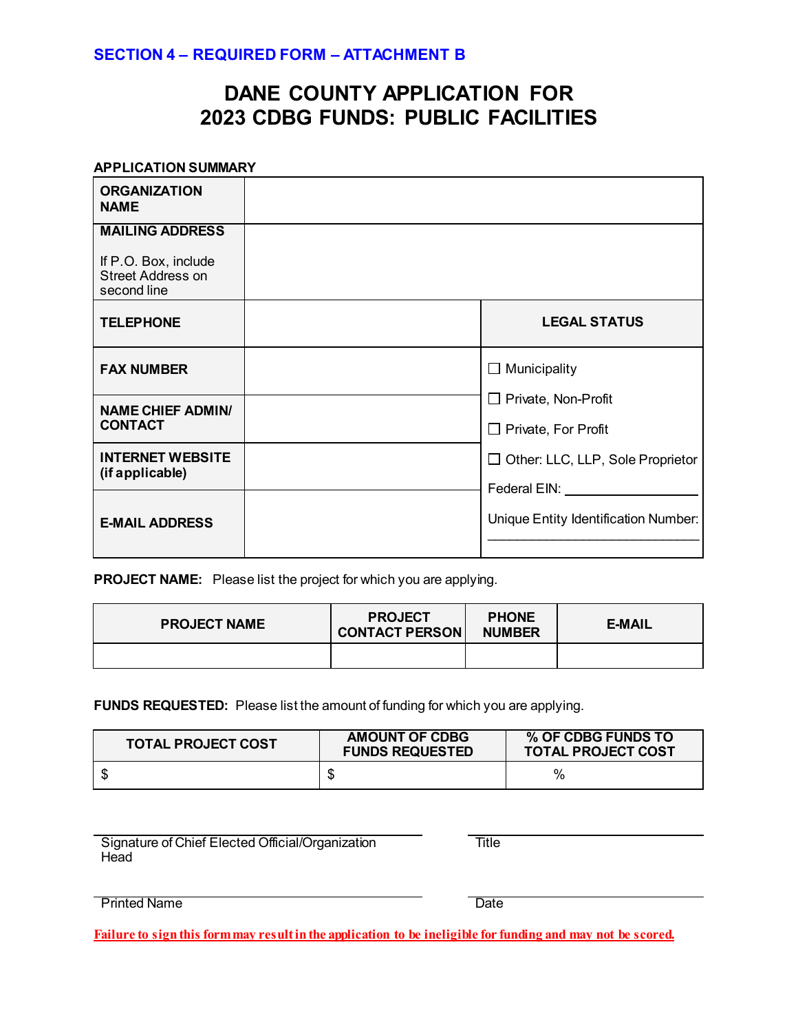**SECTION 4 – REQUIRED FORM – ATTACHMENT B**

# DANE COUNTY APPLICATION FOR 2023 CDBG FUNDS: PUBLIC FACILITIES

**APPLICATION SUMMARY**

| | | |
|---|---|---|
| **ORGANIZATION NAME** | | |
| **MAILING ADDRESS**<br><br>If P.O. Box, include Street Address on second line | | |
| **TELEPHONE** | | **LEGAL STATUS** |
| **FAX NUMBER** | | ☐ Municipality<br>☐ Private, Non-Profit<br>☐ Private, For Profit<br>☐ Other: LLC, LLP, Sole Proprietor<br>Federal EIN: ____________<br>Unique Entity Identification Number: ____________ |
| **NAME CHIEF ADMIN/ CONTACT** | | |
| **INTERNET WEBSITE (if applicable)** | | |
| **E-MAIL ADDRESS** | | |

**PROJECT NAME:** Please list the project for which you are applying.

| PROJECT NAME | PROJECT CONTACT PERSON | PHONE NUMBER | E-MAIL |
|---|---|---|---|
| | | | |

**FUNDS REQUESTED:** Please list the amount of funding for which you are applying.

| TOTAL PROJECT COST | AMOUNT OF CDBG FUNDS REQUESTED | % OF CDBG FUNDS TO TOTAL PROJECT COST |
|---|---|---|
| $ | $ | % |

______________________________ Signature of Chief Elected Official/Organization Head

______________________________ Title

______________________________ Printed Name

______________________________ Date

**Failure to sign this form may result in the application to be ineligible for funding and may not be scored.**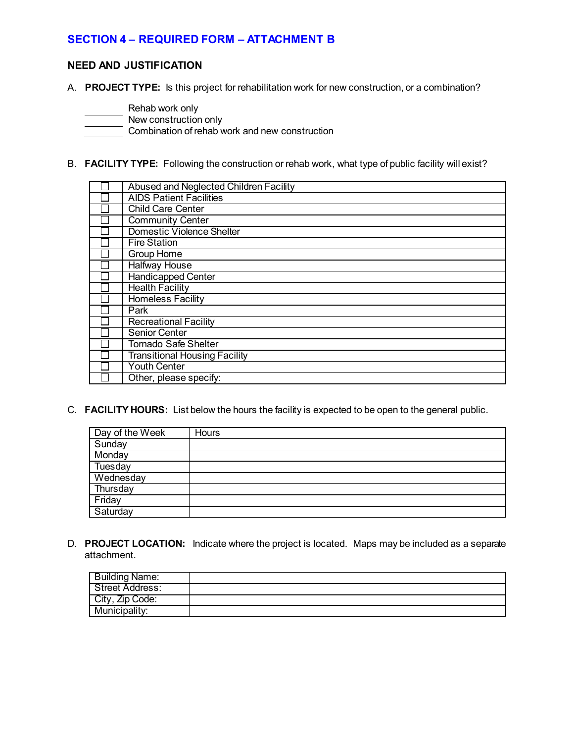## SECTION 4 – REQUIRED FORM – ATTACHMENT B

### NEED AND JUSTIFICATION

A. **PROJECT TYPE:** Is this project for rehabilitation work for new construction, or a combination?

_______ Rehab work only
_______ New construction only
_______ Combination of rehab work and new construction

B. **FACILITY TYPE:** Following the construction or rehab work, what type of public facility will exist?

| | |
|---|---|
| ☐ | Abused and Neglected Children Facility |
| ☐ | AIDS Patient Facilities |
| ☐ | Child Care Center |
| ☐ | Community Center |
| ☐ | Domestic Violence Shelter |
| ☐ | Fire Station |
| ☐ | Group Home |
| ☐ | Halfway House |
| ☐ | Handicapped Center |
| ☐ | Health Facility |
| ☐ | Homeless Facility |
| ☐ | Park |
| ☐ | Recreational Facility |
| ☐ | Senior Center |
| ☐ | Tornado Safe Shelter |
| ☐ | Transitional Housing Facility |
| ☐ | Youth Center |
| ☐ | Other, please specify: |

C. **FACILITY HOURS:** List below the hours the facility is expected to be open to the general public.

| Day of the Week | Hours |
|---|---|
| Sunday | |
| Monday | |
| Tuesday | |
| Wednesday | |
| Thursday | |
| Friday | |
| Saturday | |

D. **PROJECT LOCATION:** Indicate where the project is located. Maps may be included as a separate attachment.

| | |
|---|---|
| Building Name: | |
| Street Address: | |
| City, Zip Code: | |
| Municipality: | |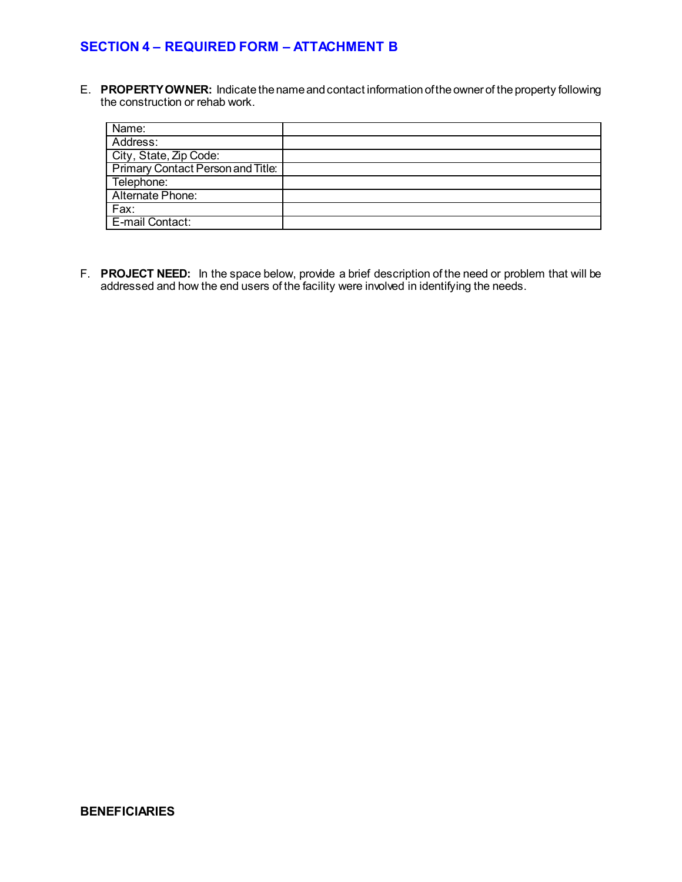## SECTION 4 – REQUIRED FORM – ATTACHMENT B

E. **PROPERTY OWNER:** Indicate the name and contact information of the owner of the property following the construction or rehab work.

| | |
|---|---|
| Name: | |
| Address: | |
| City, State, Zip Code: | |
| Primary Contact Person and Title: | |
| Telephone: | |
| Alternate Phone: | |
| Fax: | |
| E-mail Contact: | |

F. **PROJECT NEED:** In the space below, provide a brief description of the need or problem that will be addressed and how the end users of the facility were involved in identifying the needs.

**BENEFICIARIES**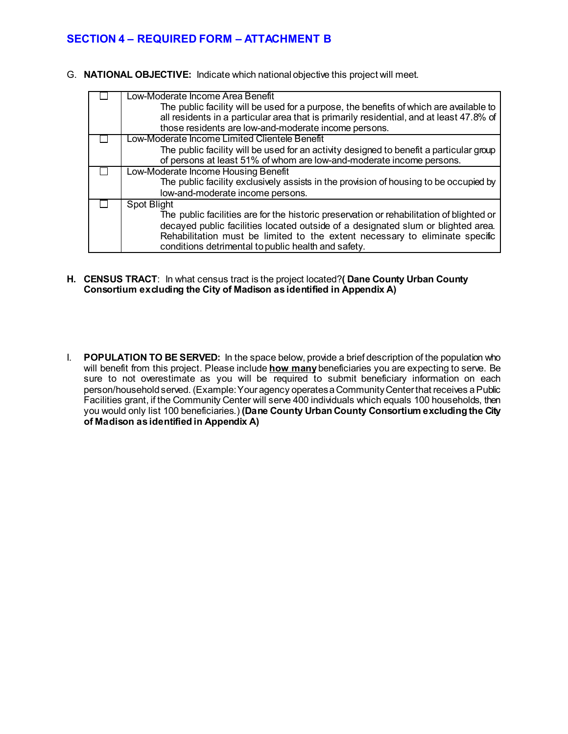## SECTION 4 – REQUIRED FORM – ATTACHMENT B

G. **NATIONAL OBJECTIVE:** Indicate which national objective this project will meet.

| | |
|---|---|
| ☐ | Low-Moderate Income Area Benefit<br>The public facility will be used for a purpose, the benefits of which are available to all residents in a particular area that is primarily residential, and at least 47.8% of those residents are low-and-moderate income persons. |
| ☐ | Low-Moderate Income Limited Clientele Benefit<br>The public facility will be used for an activity designed to benefit a particular group of persons at least 51% of whom are low-and-moderate income persons. |
| ☐ | Low-Moderate Income Housing Benefit<br>The public facility exclusively assists in the provision of housing to be occupied by low-and-moderate income persons. |
| ☐ | Spot Blight<br>The public facilities are for the historic preservation or rehabilitation of blighted or decayed public facilities located outside of a designated slum or blighted area. Rehabilitation must be limited to the extent necessary to eliminate specific conditions detrimental to public health and safety. |

**H. CENSUS TRACT**: In what census tract is the project located? **( Dane County Urban County Consortium excluding the City of Madison as identified in Appendix A)**

I. **POPULATION TO BE SERVED:** In the space below, provide a brief description of the population who will benefit from this project. Please include **<u>how many</u>** beneficiaries you are expecting to serve. Be sure to not overestimate as you will be required to submit beneficiary information on each person/household served. (Example: Your agency operates a Community Center that receives a Public Facilities grant, if the Community Center will serve 400 individuals which equals 100 households, then you would only list 100 beneficiaries.) **(Dane County Urban County Consortium excluding the City of Madison as identified in Appendix A)**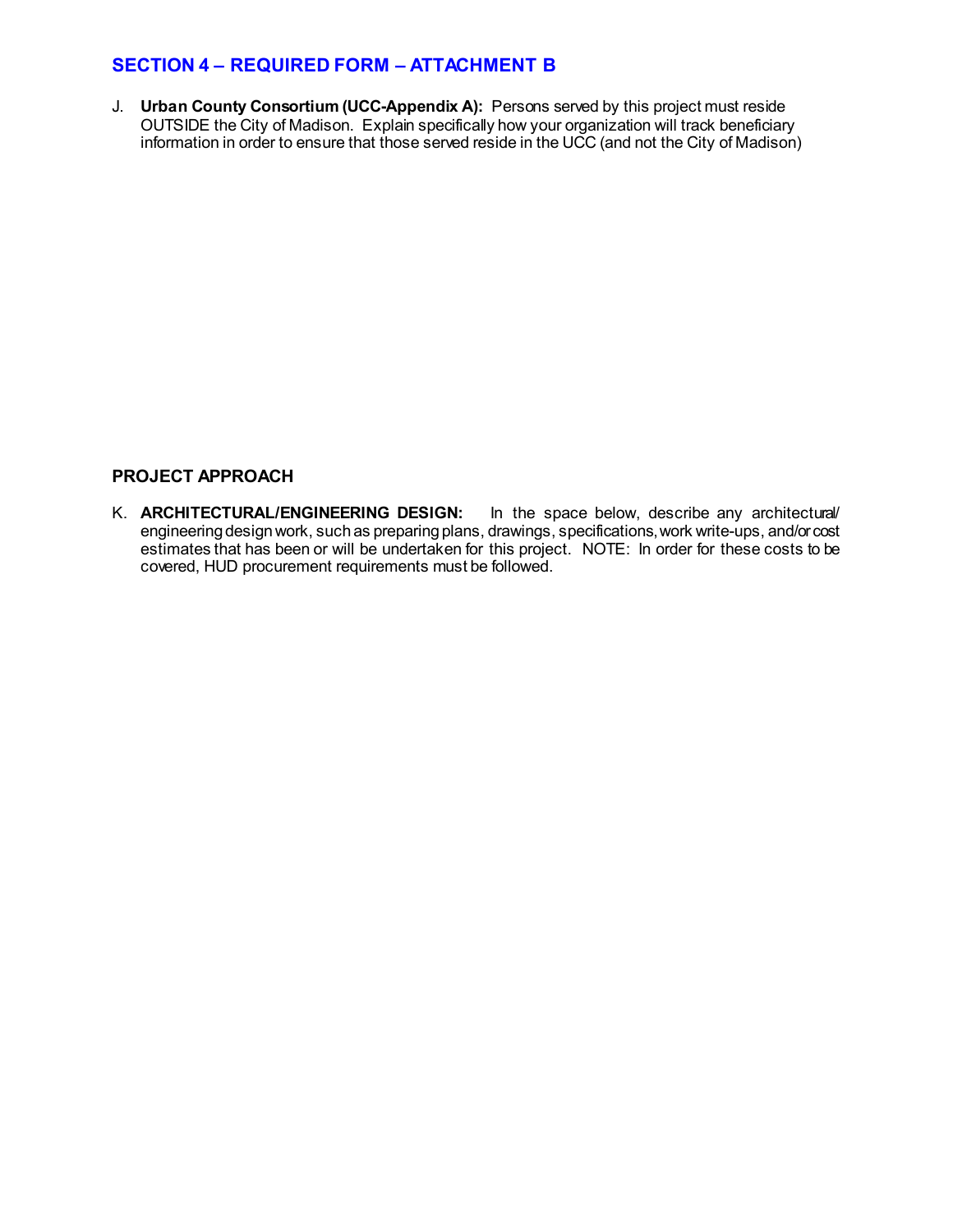## SECTION 4 – REQUIRED FORM – ATTACHMENT B

J. **Urban County Consortium (UCC-Appendix A):** Persons served by this project must reside OUTSIDE the City of Madison. Explain specifically how your organization will track beneficiary information in order to ensure that those served reside in the UCC (and not the City of Madison)

### PROJECT APPROACH

K. **ARCHITECTURAL/ENGINEERING DESIGN:** In the space below, describe any architectural/ engineering design work, such as preparing plans, drawings, specifications, work write-ups, and/or cost estimates that has been or will be undertaken for this project. NOTE: In order for these costs to be covered, HUD procurement requirements must be followed.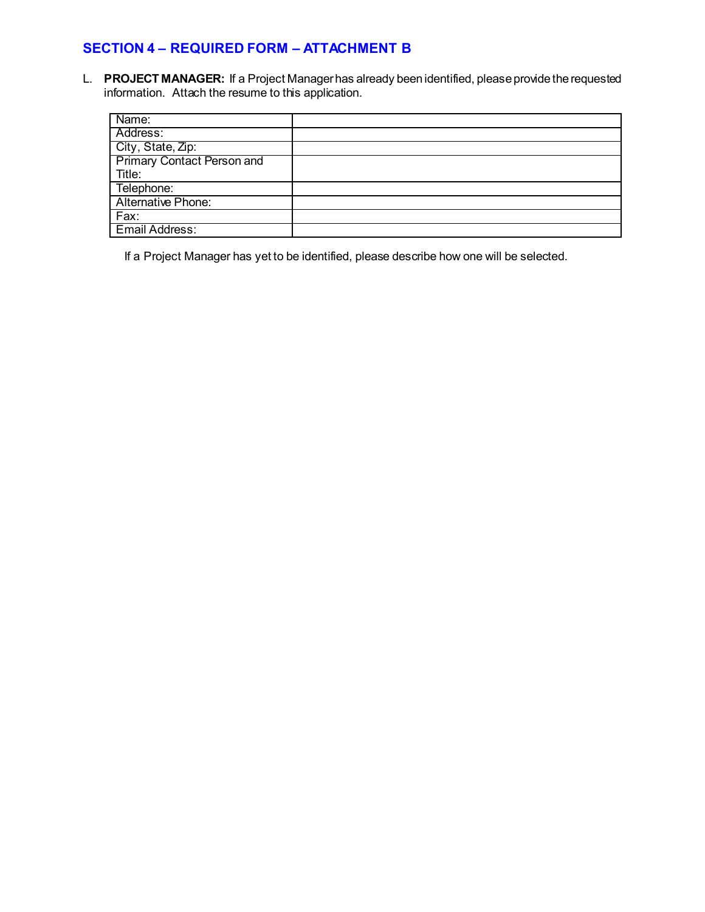## SECTION 4 – REQUIRED FORM – ATTACHMENT B

L. **PROJECT MANAGER:** If a Project Manager has already been identified, please provide the requested information. Attach the resume to this application.

| | |
|---|---|
| Name: | |
| Address: | |
| City, State, Zip: | |
| Primary Contact Person and Title: | |
| Telephone: | |
| Alternative Phone: | |
| Fax: | |
| Email Address: | |

If a Project Manager has yet to be identified, please describe how one will be selected.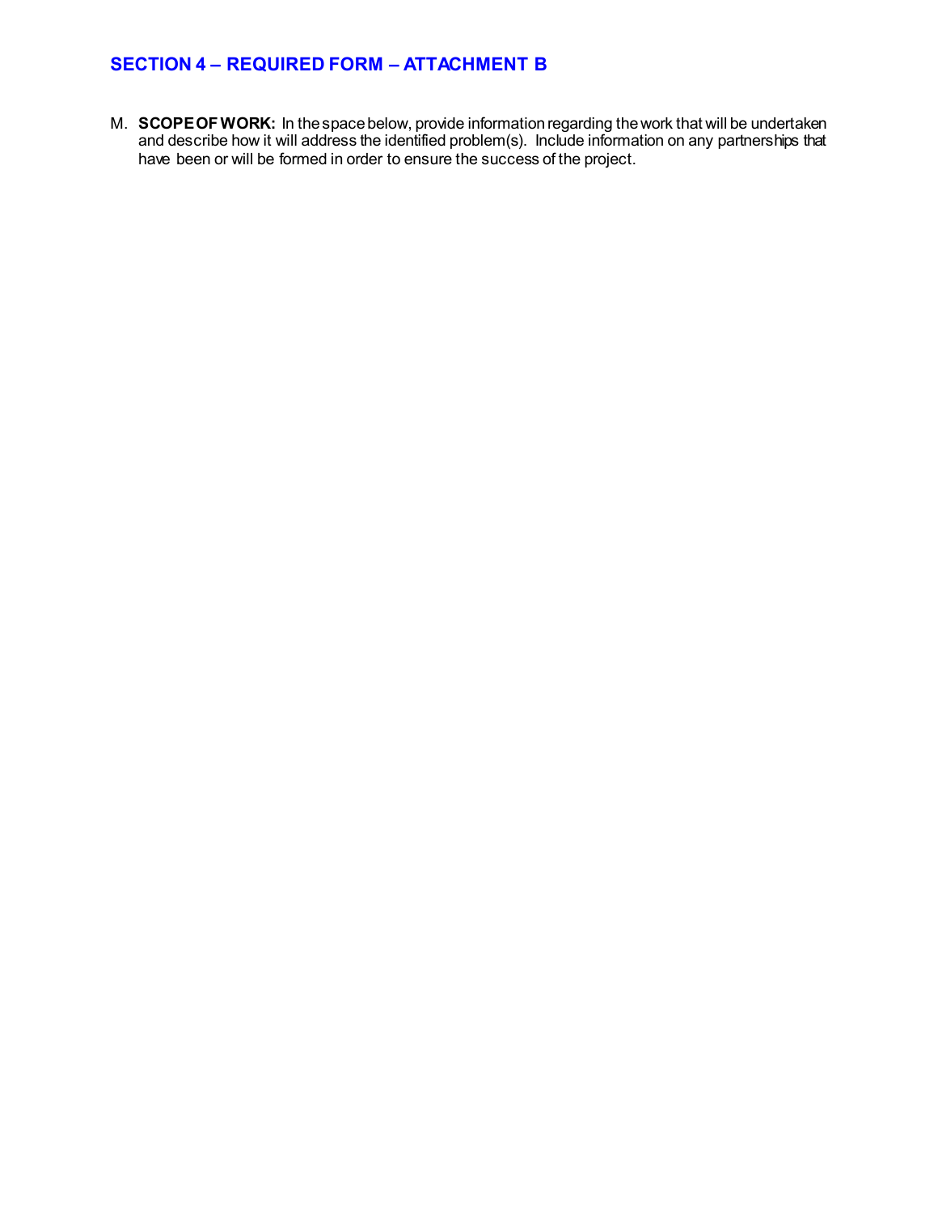## SECTION 4 – REQUIRED FORM – ATTACHMENT B

M. **SCOPE OF WORK:** In the space below, provide information regarding the work that will be undertaken and describe how it will address the identified problem(s). Include information on any partnerships that have been or will be formed in order to ensure the success of the project.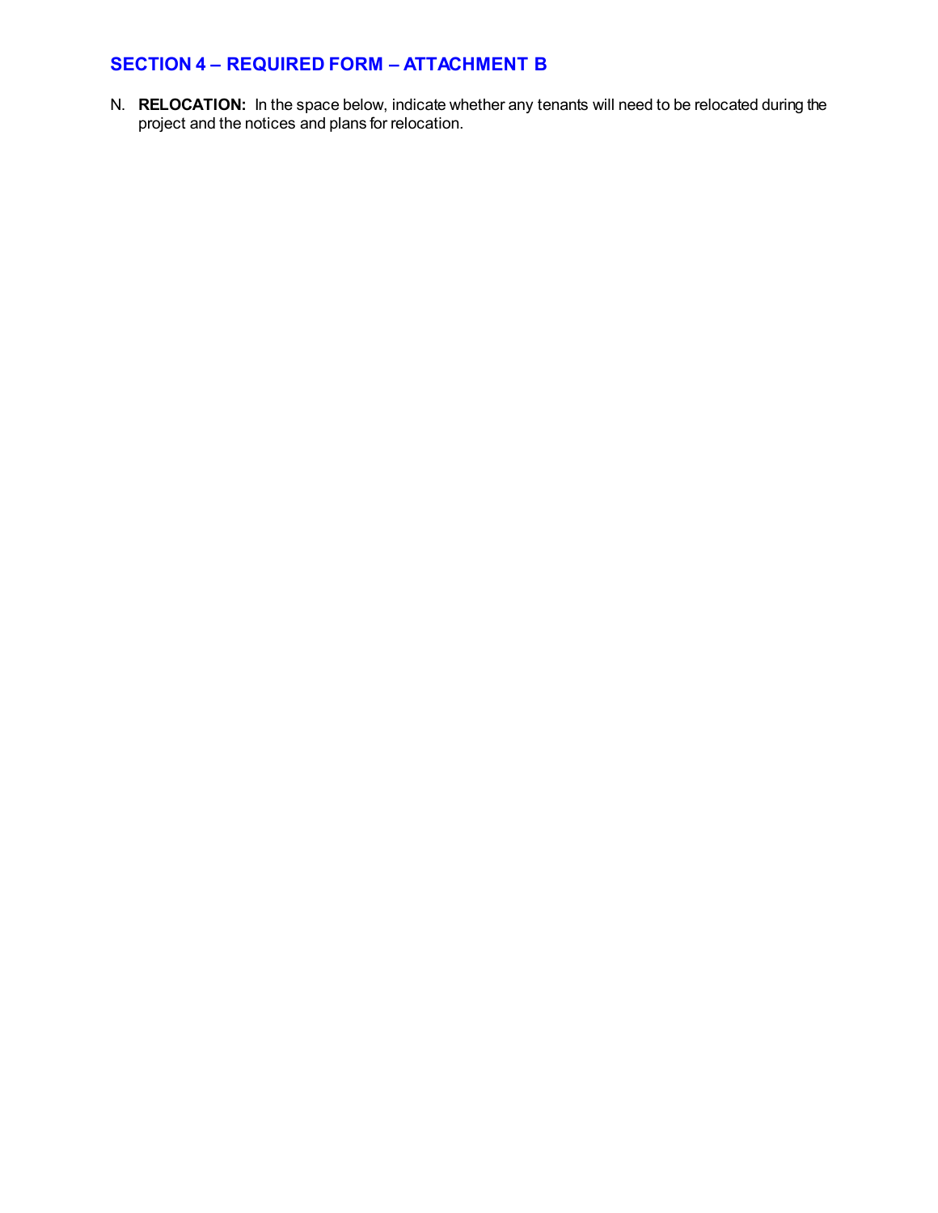## SECTION 4 – REQUIRED FORM – ATTACHMENT B

N. **RELOCATION:** In the space below, indicate whether any tenants will need to be relocated during the project and the notices and plans for relocation.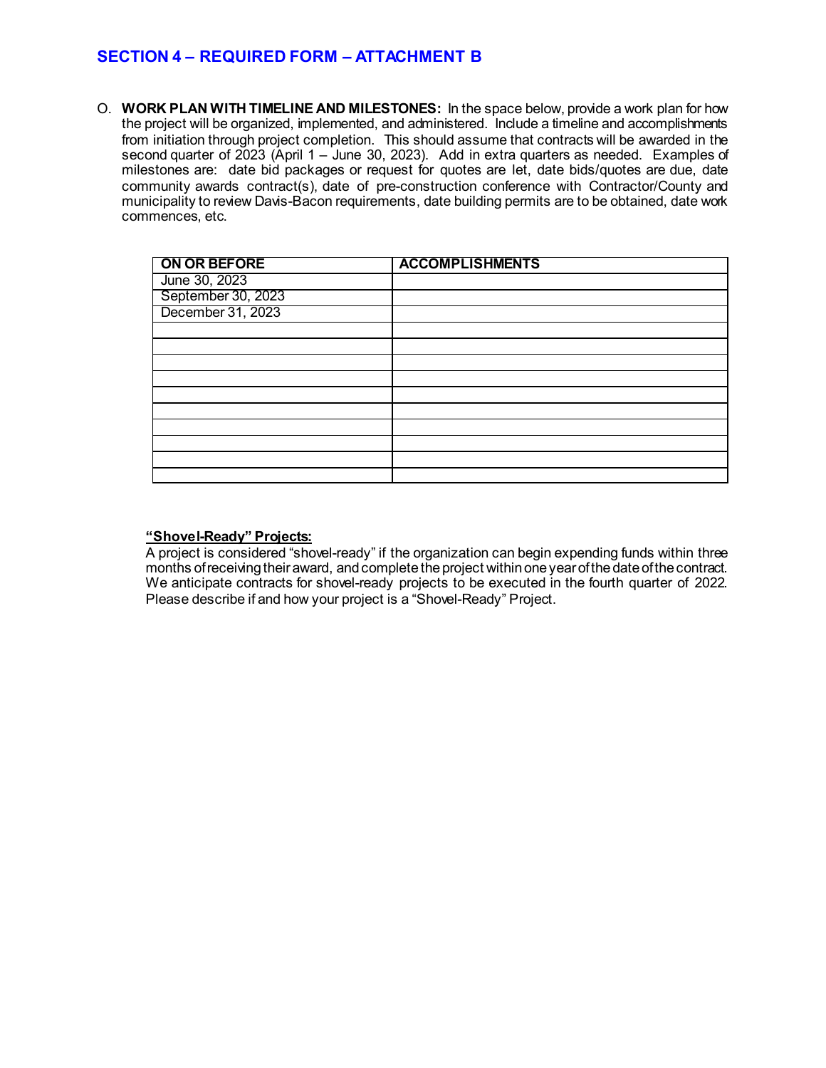## SECTION 4 – REQUIRED FORM – ATTACHMENT B

O. **WORK PLAN WITH TIMELINE AND MILESTONES:** In the space below, provide a work plan for how the project will be organized, implemented, and administered. Include a timeline and accomplishments from initiation through project completion. This should assume that contracts will be awarded in the second quarter of 2023 (April 1 – June 30, 2023). Add in extra quarters as needed. Examples of milestones are: date bid packages or request for quotes are let, date bids/quotes are due, date community awards contract(s), date of pre-construction conference with Contractor/County and municipality to review Davis-Bacon requirements, date building permits are to be obtained, date work commences, etc.

| ON OR BEFORE | ACCOMPLISHMENTS |
|---|---|
| June 30, 2023 | |
| September 30, 2023 | |
| December 31, 2023 | |
| | |
| | |
| | |
| | |
| | |
| | |
| | |
| | |
| | |
| | |

**<u>“Shovel-Ready” Projects:</u>**

A project is considered “shovel-ready” if the organization can begin expending funds within three months of receiving their award, and complete the project within one year of the date of the contract. We anticipate contracts for shovel-ready projects to be executed in the fourth quarter of 2022. Please describe if and how your project is a “Shovel-Ready” Project.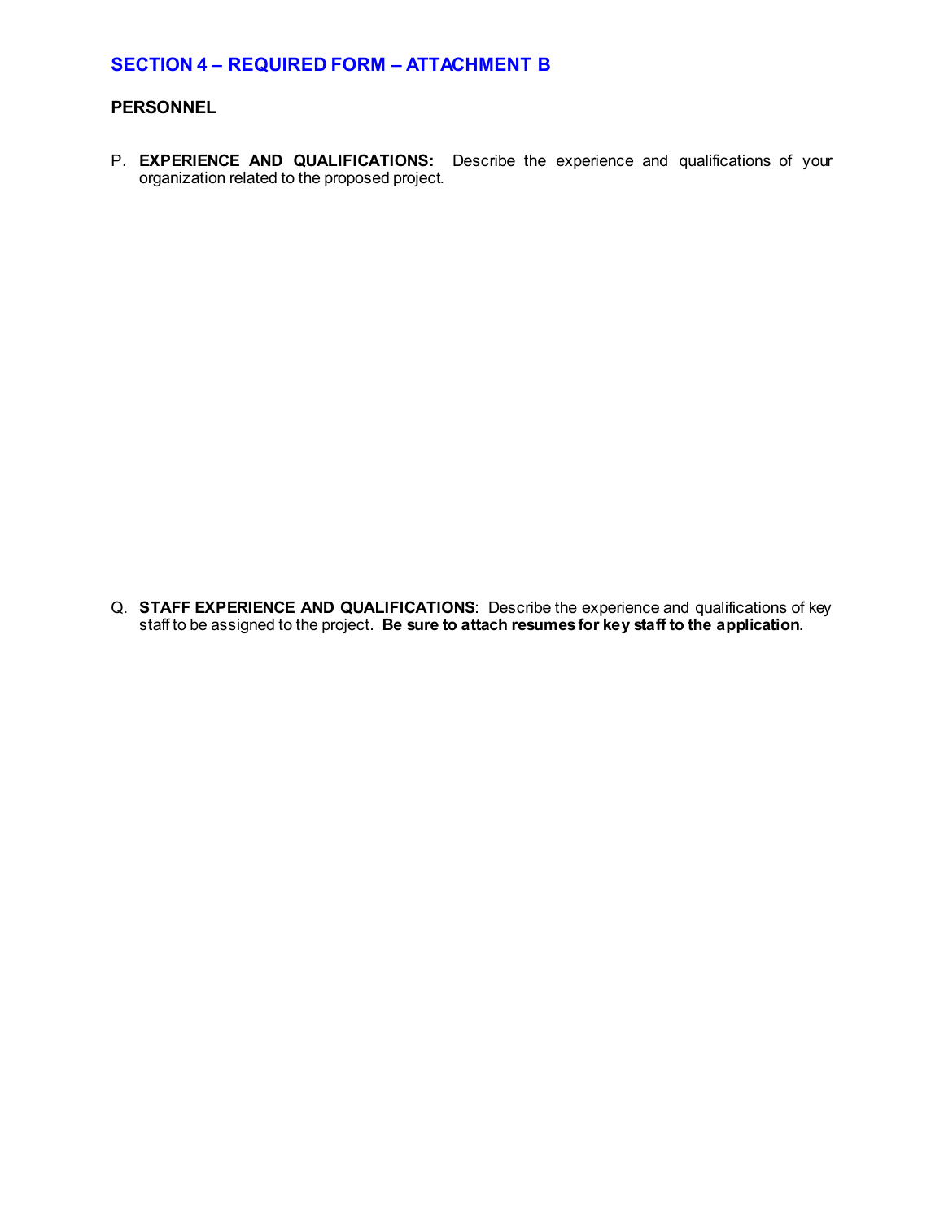## SECTION 4 – REQUIRED FORM – ATTACHMENT B

### PERSONNEL

P. **EXPERIENCE AND QUALIFICATIONS:** Describe the experience and qualifications of your organization related to the proposed project.

Q. **STAFF EXPERIENCE AND QUALIFICATIONS**: Describe the experience and qualifications of key staff to be assigned to the project. **Be sure to attach resumes for key staff to the application**.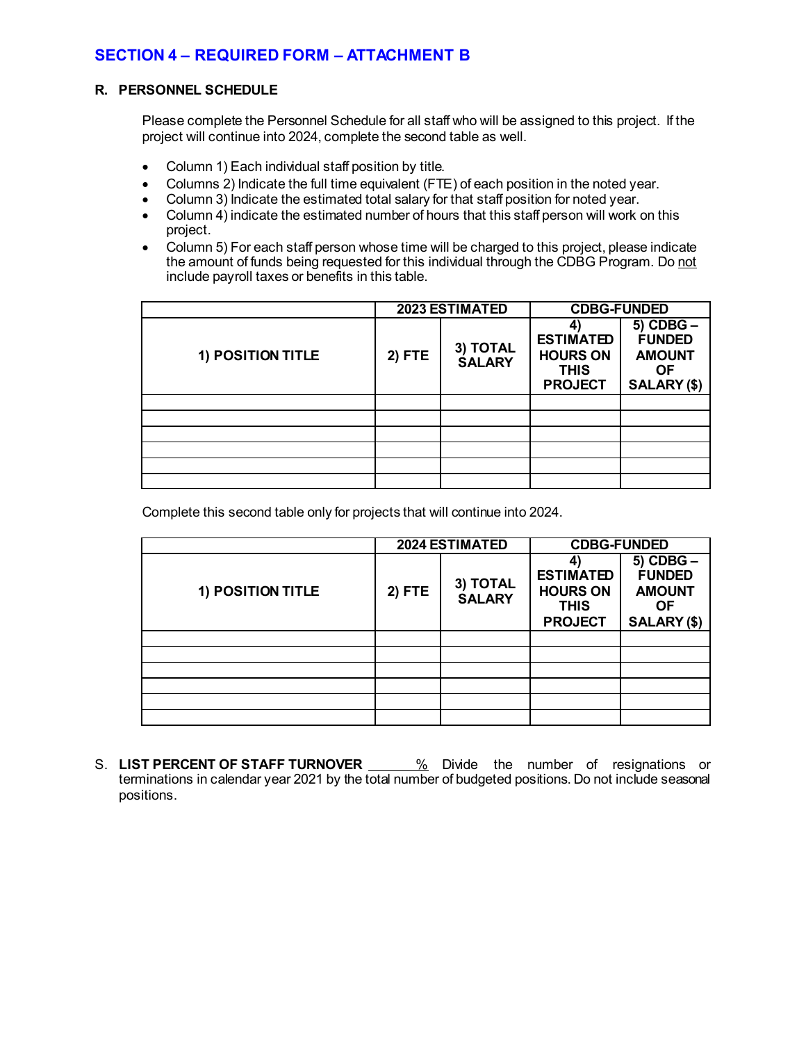## SECTION 4 – REQUIRED FORM – ATTACHMENT B

### R. PERSONNEL SCHEDULE

Please complete the Personnel Schedule for all staff who will be assigned to this project. If the project will continue into 2024, complete the second table as well.

- Column 1) Each individual staff position by title.
- Columns 2) Indicate the full time equivalent (FTE) of each position in the noted year.
- Column 3) Indicate the estimated total salary for that staff position for noted year.
- Column 4) indicate the estimated number of hours that this staff person will work on this project.
- Column 5) For each staff person whose time will be charged to this project, please indicate the amount of funds being requested for this individual through the CDBG Program. Do not include payroll taxes or benefits in this table.

| | 2023 ESTIMATED | | CDBG-FUNDED | |
|---|---|---|---|---|
| **1) POSITION TITLE** | **2) FTE** | **3) TOTAL SALARY** | **4) ESTIMATED HOURS ON THIS PROJECT** | **5) CDBG – FUNDED AMOUNT OF SALARY ($)** |
| | | | | |
| | | | | |
| | | | | |
| | | | | |
| | | | | |
| | | | | |

Complete this second table only for projects that will continue into 2024.

| | 2024 ESTIMATED | | CDBG-FUNDED | |
|---|---|---|---|---|
| **1) POSITION TITLE** | **2) FTE** | **3) TOTAL SALARY** | **4) ESTIMATED HOURS ON THIS PROJECT** | **5) CDBG – FUNDED AMOUNT OF SALARY ($)** |
| | | | | |
| | | | | |
| | | | | |
| | | | | |
| | | | | |
| | | | | |

S. **LIST PERCENT OF STAFF TURNOVER** _______% Divide the number of resignations or terminations in calendar year 2021 by the total number of budgeted positions. Do not include seasonal positions.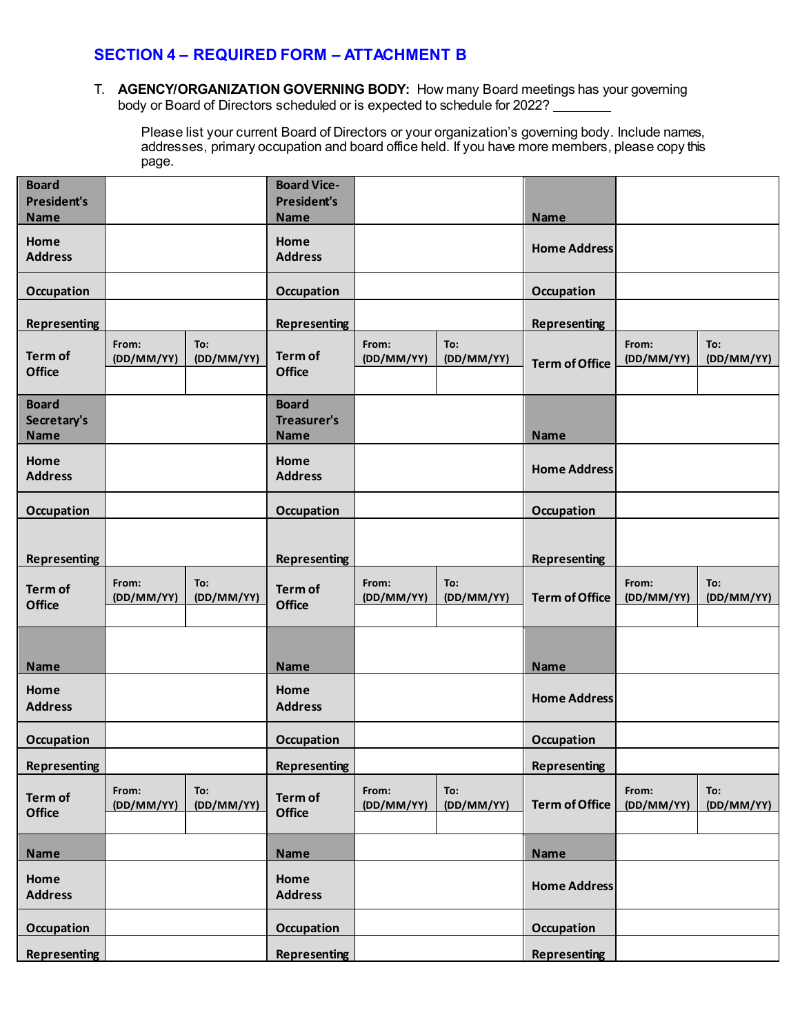## SECTION 4 – REQUIRED FORM – ATTACHMENT B

T. **AGENCY/ORGANIZATION GOVERNING BODY:** How many Board meetings has your governing body or Board of Directors scheduled or is expected to schedule for 2022? ________

Please list your current Board of Directors or your organization's governing body. Include names, addresses, primary occupation and board office held. If you have more members, please copy this page.

| | | | | | | | | |
|---|---|---|---|---|---|---|---|---|
| **Board President's Name** | | | **Board Vice-President's Name** | | | **Name** | | |
| **Home Address** | | | **Home Address** | | | **Home Address** | | |
| **Occupation** | | | **Occupation** | | | **Occupation** | | |
| **Representing** | | | **Representing** | | | **Representing** | | |
| **Term of Office** | From: (DD/MM/YY) | To: (DD/MM/YY) | **Term of Office** | From: (DD/MM/YY) | To: (DD/MM/YY) | **Term of Office** | From: (DD/MM/YY) | To: (DD/MM/YY) |
| | | | | | | | | |
| **Board Secretary's Name** | | | **Board Treasurer's Name** | | | **Name** | | |
| **Home Address** | | | **Home Address** | | | **Home Address** | | |
| **Occupation** | | | **Occupation** | | | **Occupation** | | |
| **Representing** | | | **Representing** | | | **Representing** | | |
| **Term of Office** | From: (DD/MM/YY) | To: (DD/MM/YY) | **Term of Office** | From: (DD/MM/YY) | To: (DD/MM/YY) | **Term of Office** | From: (DD/MM/YY) | To: (DD/MM/YY) |
| | | | | | | | | |
| **Name** | | | **Name** | | | **Name** | | |
| **Home Address** | | | **Home Address** | | | **Home Address** | | |
| **Occupation** | | | **Occupation** | | | **Occupation** | | |
| **Representing** | | | **Representing** | | | **Representing** | | |
| **Term of Office** | From: (DD/MM/YY) | To: (DD/MM/YY) | **Term of Office** | From: (DD/MM/YY) | To: (DD/MM/YY) | **Term of Office** | From: (DD/MM/YY) | To: (DD/MM/YY) |
| | | | | | | | | |
| **Name** | | | **Name** | | | **Name** | | |
| **Home Address** | | | **Home Address** | | | **Home Address** | | |
| **Occupation** | | | **Occupation** | | | **Occupation** | | |
| **Representing** | | | **Representing** | | | **Representing** | | |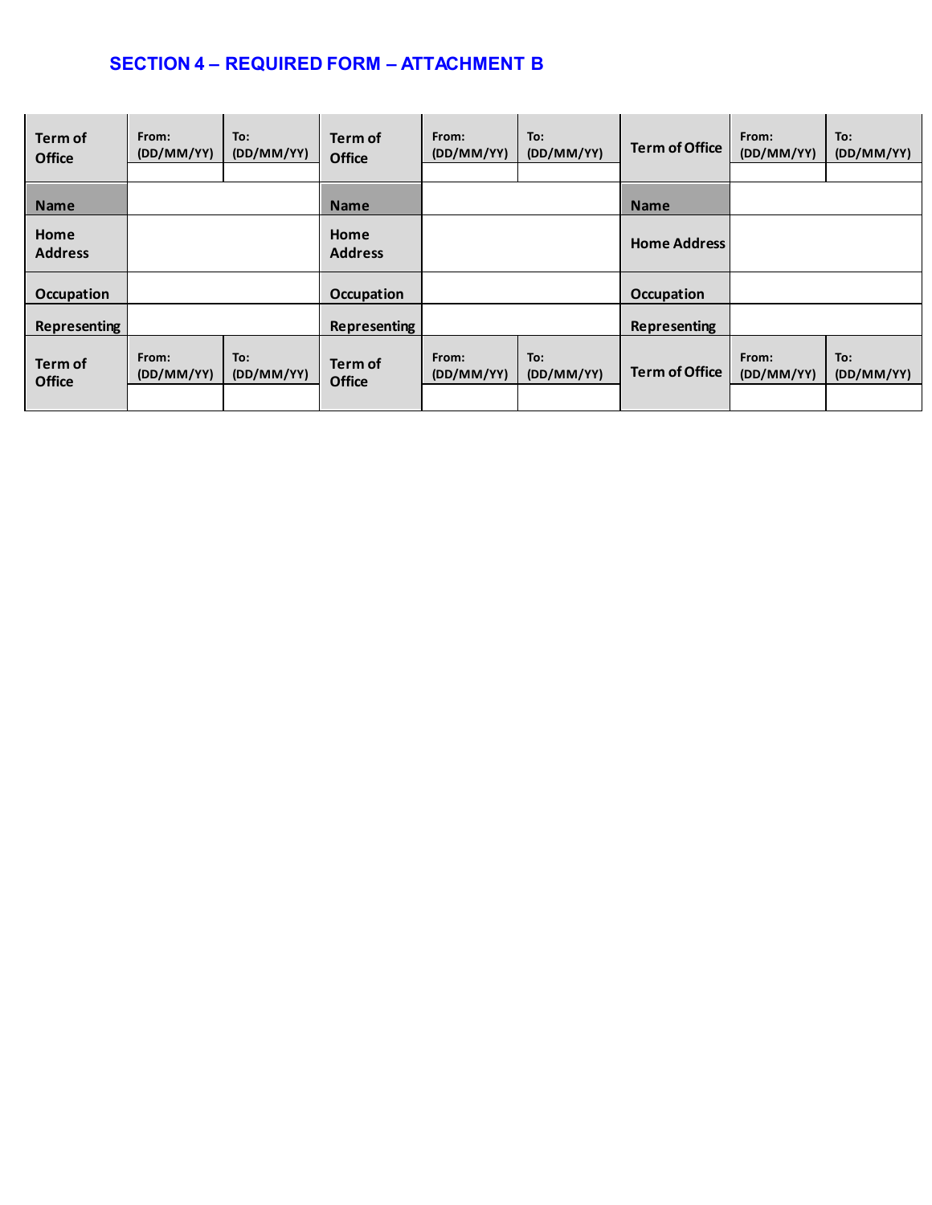## SECTION 4 – REQUIRED FORM – ATTACHMENT B

| Term of Office | From: (DD/MM/YY) | To: (DD/MM/YY) | Term of Office | From: (DD/MM/YY) | To: (DD/MM/YY) | Term of Office | From: (DD/MM/YY) | To: (DD/MM/YY) |
|---|---|---|---|---|---|---|---|---|
| | | | | | | | | |
| Name | | | Name | | | Name | | |
| Home Address | | | Home Address | | | Home Address | | |
| Occupation | | | Occupation | | | Occupation | | |
| Representing | | | Representing | | | Representing | | |
| Term of Office | From: (DD/MM/YY) | To: (DD/MM/YY) | Term of Office | From: (DD/MM/YY) | To: (DD/MM/YY) | Term of Office | From: (DD/MM/YY) | To: (DD/MM/YY) |
| | | | | | | | | |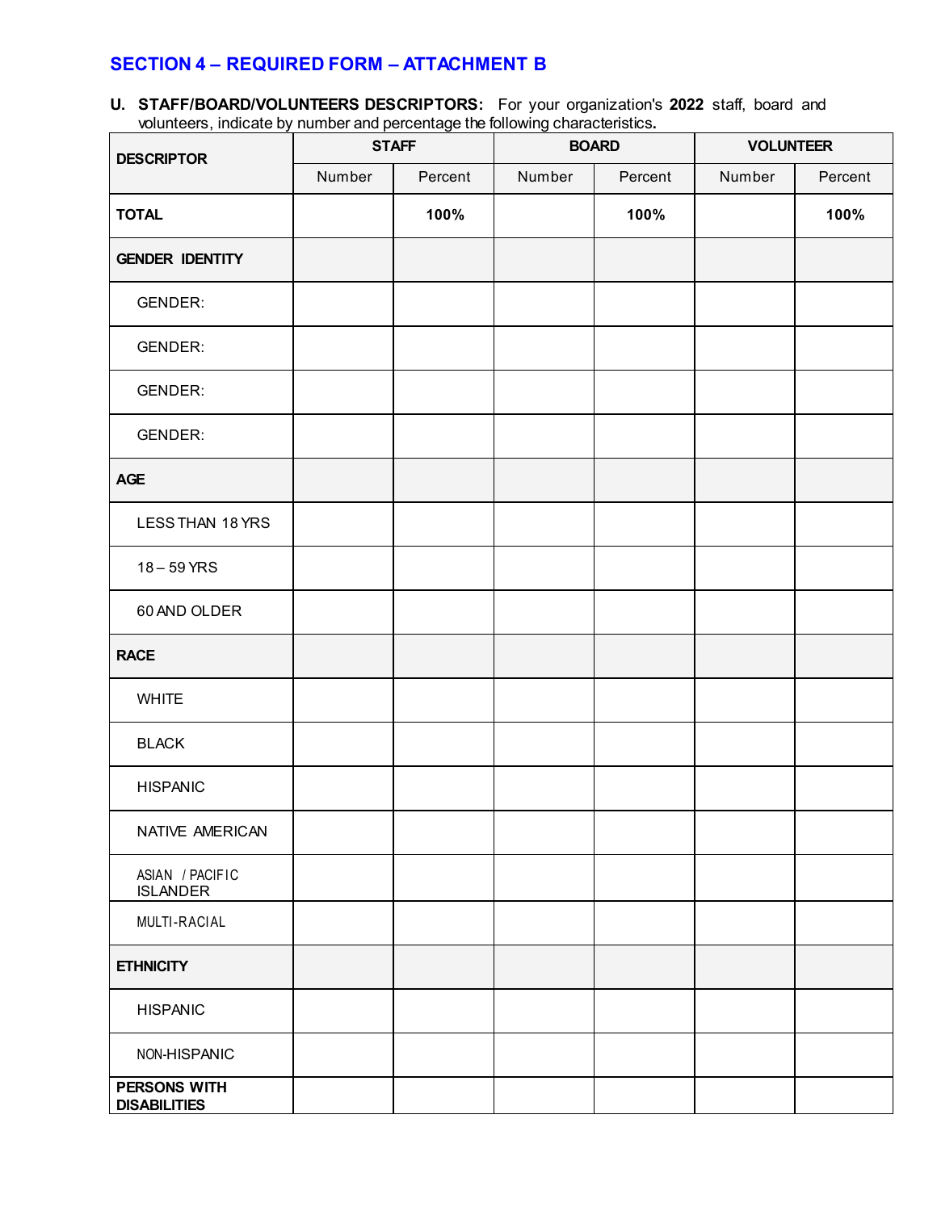## SECTION 4 – REQUIRED FORM – ATTACHMENT B

**U. STAFF/BOARD/VOLUNTEERS DESCRIPTORS:** For your organization's **2022** staff, board and volunteers, indicate by number and percentage the following characteristics**.**

| DESCRIPTOR | STAFF | | BOARD | | VOLUNTEER | |
|---|---|---|---|---|---|---|
| | Number | Percent | Number | Percent | Number | Percent |
| **TOTAL** | | **100%** | | **100%** | | **100%** |
| **GENDER IDENTITY** | | | | | | |
| GENDER: | | | | | | |
| GENDER: | | | | | | |
| GENDER: | | | | | | |
| GENDER: | | | | | | |
| **AGE** | | | | | | |
| LESS THAN 18 YRS | | | | | | |
| 18 – 59 YRS | | | | | | |
| 60 AND OLDER | | | | | | |
| **RACE** | | | | | | |
| WHITE | | | | | | |
| BLACK | | | | | | |
| HISPANIC | | | | | | |
| NATIVE AMERICAN | | | | | | |
| ASIAN / PACIFIC ISLANDER | | | | | | |
| MULTI-RACIAL | | | | | | |
| **ETHNICITY** | | | | | | |
| HISPANIC | | | | | | |
| NON-HISPANIC | | | | | | |
| **PERSONS WITH DISABILITIES** | | | | | | |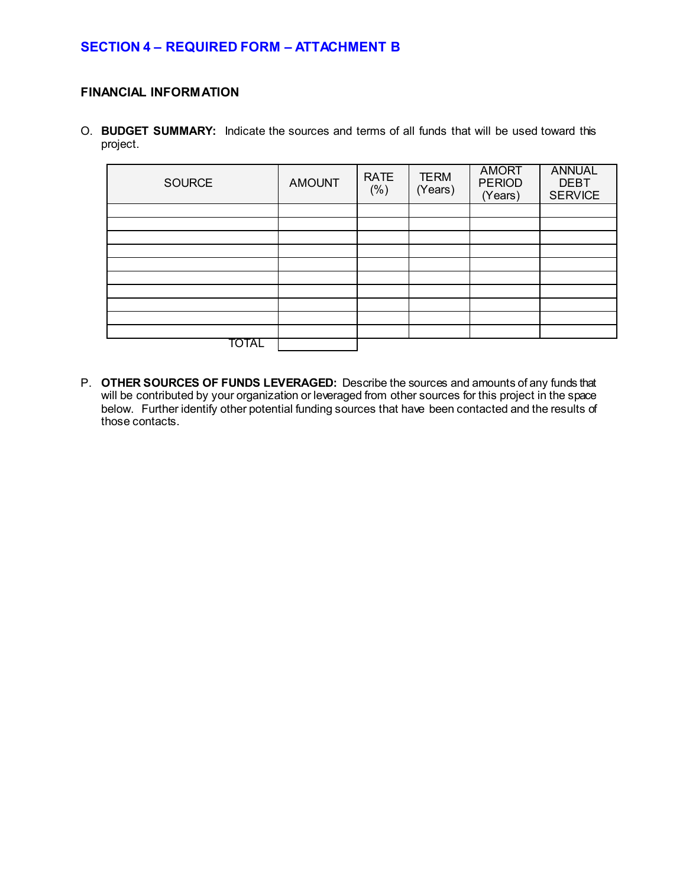## SECTION 4 – REQUIRED FORM – ATTACHMENT B

**FINANCIAL INFORMATION**

O. **BUDGET SUMMARY:** Indicate the sources and terms of all funds that will be used toward this project.

| SOURCE | AMOUNT | RATE (%) | TERM (Years) | AMORT PERIOD (Years) | ANNUAL DEBT SERVICE |
|---|---|---|---|---|---|
| | | | | | |
| | | | | | |
| | | | | | |
| | | | | | |
| | | | | | |
| | | | | | |
| | | | | | |
| | | | | | |
| | | | | | |
| | | | | | |
| TOTAL | | | | | |

P. **OTHER SOURCES OF FUNDS LEVERAGED:** Describe the sources and amounts of any funds that will be contributed by your organization or leveraged from other sources for this project in the space below. Further identify other potential funding sources that have been contacted and the results of those contacts.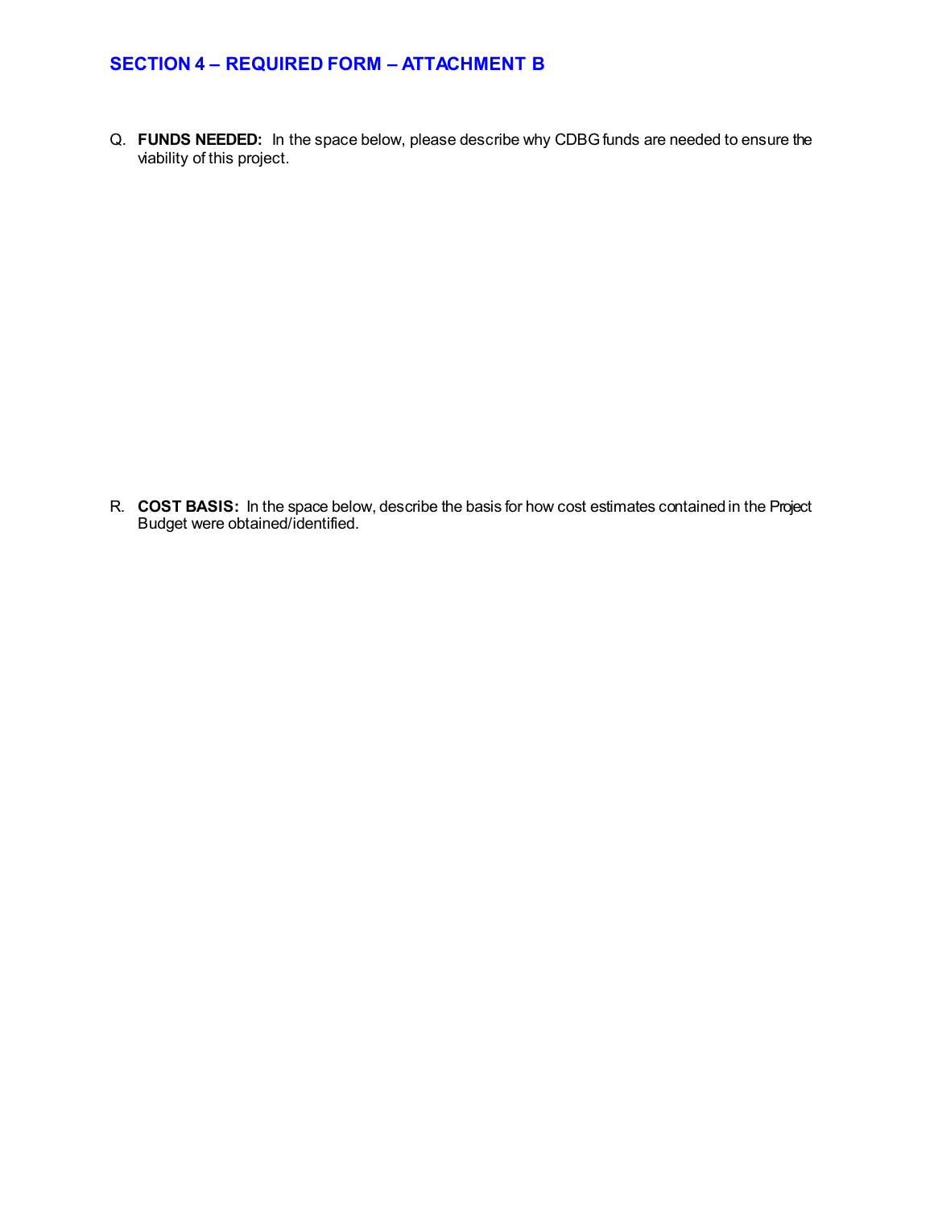## SECTION 4 – REQUIRED FORM – ATTACHMENT B

Q. **FUNDS NEEDED:** In the space below, please describe why CDBG funds are needed to ensure the viability of this project.

R. **COST BASIS:** In the space below, describe the basis for how cost estimates contained in the Project Budget were obtained/identified.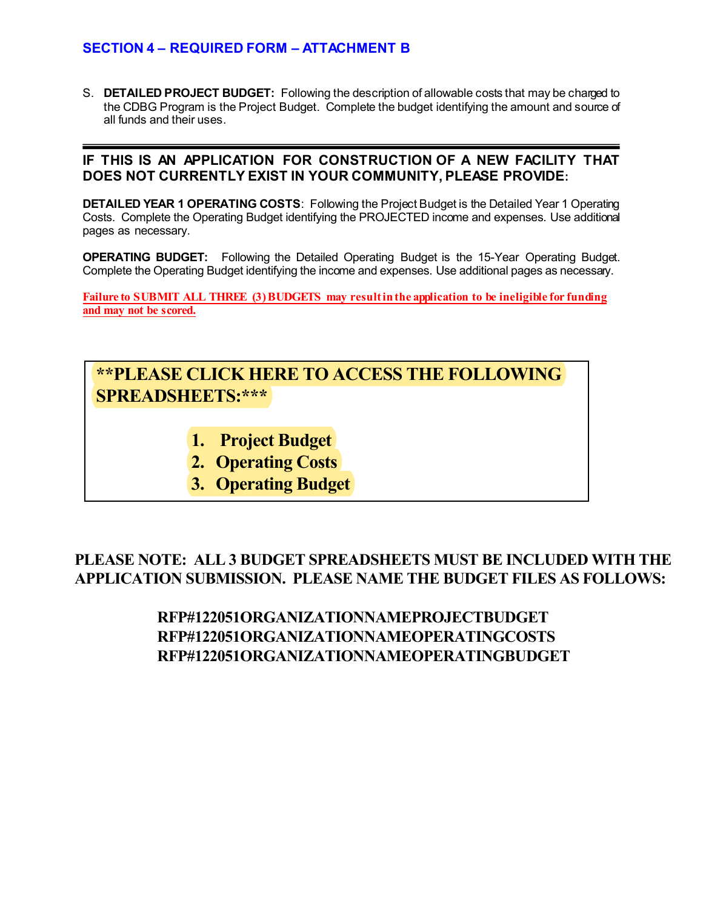## SECTION 4 – REQUIRED FORM – ATTACHMENT B

S. **DETAILED PROJECT BUDGET:** Following the description of allowable costs that may be charged to the CDBG Program is the Project Budget. Complete the budget identifying the amount and source of all funds and their uses.

---

**IF THIS IS AN APPLICATION FOR CONSTRUCTION OF A NEW FACILITY THAT DOES NOT CURRENTLY EXIST IN YOUR COMMUNITY, PLEASE PROVIDE:**

**DETAILED YEAR 1 OPERATING COSTS**: Following the Project Budget is the Detailed Year 1 Operating Costs. Complete the Operating Budget identifying the PROJECTED income and expenses. Use additional pages as necessary.

**OPERATING BUDGET:** Following the Detailed Operating Budget is the 15-Year Operating Budget. Complete the Operating Budget identifying the income and expenses. Use additional pages as necessary.

**Failure to SUBMIT ALL THREE (3) BUDGETS may result in the application to be ineligible for funding and may not be scored.**

**\*\*PLEASE CLICK HERE TO ACCESS THE FOLLOWING SPREADSHEETS:\*\*\***

1. **Project Budget**
2. **Operating Costs**
3. **Operating Budget**

**PLEASE NOTE: ALL 3 BUDGET SPREADSHEETS MUST BE INCLUDED WITH THE APPLICATION SUBMISSION. PLEASE NAME THE BUDGET FILES AS FOLLOWS:**

**RFP#122051ORGANIZATIONNAMEPROJECTBUDGET**
**RFP#122051ORGANIZATIONNAMEOPERATINGCOSTS**
**RFP#122051ORGANIZATIONNAMEOPERATINGBUDGET**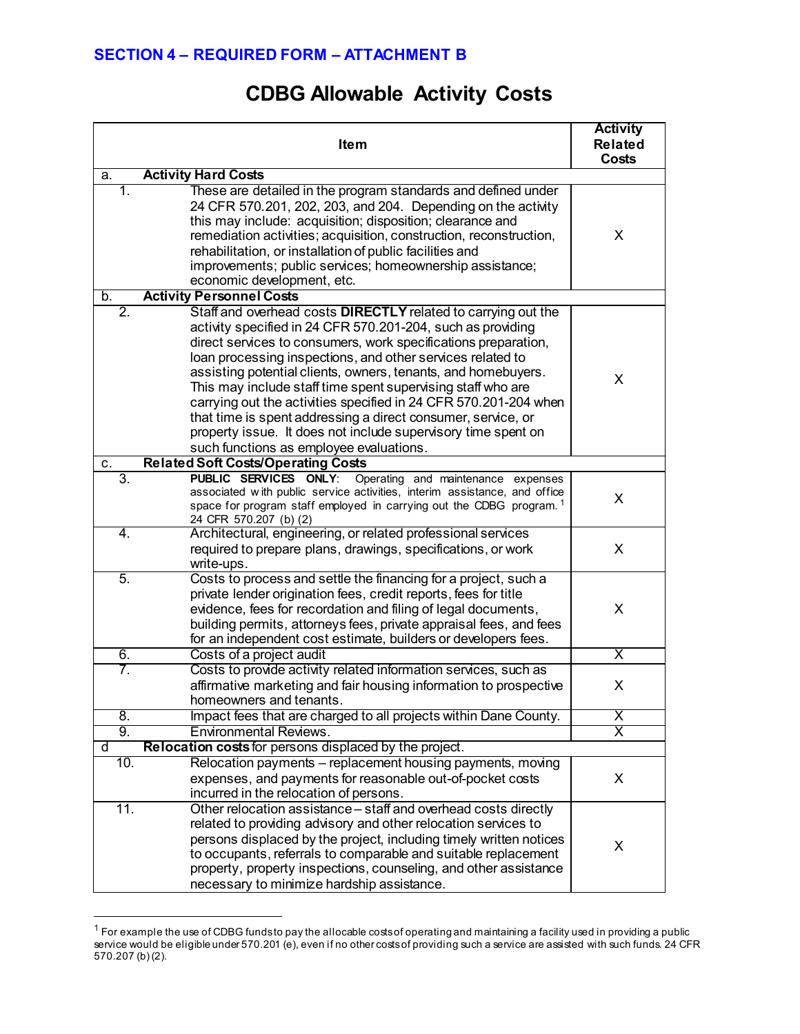**SECTION 4 – REQUIRED FORM – ATTACHMENT B**

# CDBG Allowable Activity Costs

| | Item | Activity Related Costs |
|---|---|---|
| a. | **Activity Hard Costs** | |
| 1. | These are detailed in the program standards and defined under 24 CFR 570.201, 202, 203, and 204. Depending on the activity this may include: acquisition; disposition; clearance and remediation activities; acquisition, construction, reconstruction, rehabilitation, or installation of public facilities and improvements; public services; homeownership assistance; economic development, etc. | X |
| b. | **Activity Personnel Costs** | |
| 2. | Staff and overhead costs **DIRECTLY** related to carrying out the activity specified in 24 CFR 570.201-204, such as providing direct services to consumers, work specifications preparation, loan processing inspections, and other services related to assisting potential clients, owners, tenants, and homebuyers. This may include staff time spent supervising staff who are carrying out the activities specified in 24 CFR 570.201-204 when that time is spent addressing a direct consumer, service, or property issue. It does not include supervisory time spent on such functions as employee evaluations. | X |
| c. | **Related Soft Costs/Operating Costs** | |
| 3. | **PUBLIC SERVICES ONLY**: Operating and maintenance expenses associated with public service activities, interim assistance, and office space for program staff employed in carrying out the CDBG program.[1] 24 CFR 570.207 (b) (2) | X |
| 4. | Architectural, engineering, or related professional services required to prepare plans, drawings, specifications, or work write-ups. | X |
| 5. | Costs to process and settle the financing for a project, such a private lender origination fees, credit reports, fees for title evidence, fees for recordation and filing of legal documents, building permits, attorneys fees, private appraisal fees, and fees for an independent cost estimate, builders or developers fees. | X |
| 6. | Costs of a project audit | X |
| 7. | Costs to provide activity related information services, such as affirmative marketing and fair housing information to prospective homeowners and tenants. | X |
| 8. | Impact fees that are charged to all projects within Dane County. | X |
| 9. | Environmental Reviews. | X |
| d | **Relocation costs** for persons displaced by the project. | |
| 10. | Relocation payments – replacement housing payments, moving expenses, and payments for reasonable out-of-pocket costs incurred in the relocation of persons. | X |
| 11. | Other relocation assistance – staff and overhead costs directly related to providing advisory and other relocation services to persons displaced by the project, including timely written notices to occupants, referrals to comparable and suitable replacement property, property inspections, counseling, and other assistance necessary to minimize hardship assistance. | X |

[1] For example the use of CDBG funds to pay the allocable costs of operating and maintaining a facility used in providing a public service would be eligible under 570.201 (e), even if no other costs of providing such a service are assisted with such funds. 24 CFR 570.207 (b) (2).